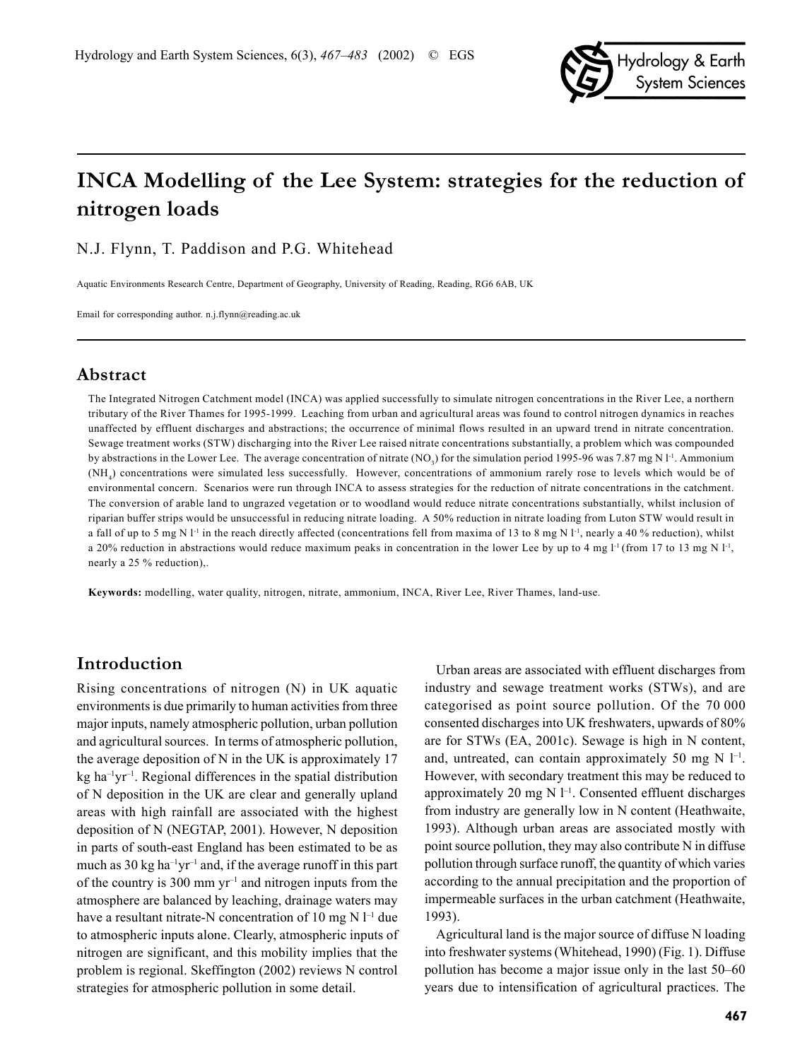# INCA Modelling of the Lee System: strategies for the reduction of nitrogen loads

N.J. Flynn, T. Paddison and P.G. Whitehead

Aquatic Environments Research Centre, Department of Geography, University of Reading, Reading, RG6 6AB, UK

Email for corresponding author. n.j.flynn@reading.ac.uk

## Abstract

The Integrated Nitrogen Catchment model (INCA) was applied successfully to simulate nitrogen concentrations in the River Lee, a northern tributary of the River Thames for 1995-1999. Leaching from urban and agricultural areas was found to control nitrogen dynamics in reaches unaffected by effluent discharges and abstractions; the occurrence of minimal flows resulted in an upward trend in nitrate concentration. Sewage treatment works (STW) discharging into the River Lee raised nitrate concentrations substantially, a problem which was compounded by abstractions in the Lower Lee. The average concentration of nitrate ($NO_3$) for the simulation period 1995-96 was 7.87 mg N $l^{-1}$. Ammonium ($NH_4$) concentrations were simulated less successfully. However, concentrations of ammonium rarely rose to levels which would be of environmental concern. Scenarios were run through INCA to assess strategies for the reduction of nitrate concentrations in the catchment. The conversion of arable land to ungrazed vegetation or to woodland would reduce nitrate concentrations substantially, whilst inclusion of riparian buffer strips would be unsuccessful in reducing nitrate loading. A 50% reduction in nitrate loading from Luton STW would result in a fall of up to 5 mg N $l^{-1}$ in the reach directly affected (concentrations fell from maxima of 13 to 8 mg N $l^{-1}$, nearly a 40 % reduction), whilst a 20% reduction in abstractions would reduce maximum peaks in concentration in the lower Lee by up to 4 mg $l^{-1}$ (from 17 to 13 mg N $l^{-1}$, nearly a 25 % reduction),.

**Keywords:** modelling, water quality, nitrogen, nitrate, ammonium, INCA, River Lee, River Thames, land-use.

## Introduction

Rising concentrations of nitrogen (N) in UK aquatic environments is due primarily to human activities from three major inputs, namely atmospheric pollution, urban pollution and agricultural sources. In terms of atmospheric pollution, the average deposition of N in the UK is approximately 17 kg $ha^{-1}yr^{-1}$. Regional differences in the spatial distribution of N deposition in the UK are clear and generally upland areas with high rainfall are associated with the highest deposition of N (NEGTAP, 2001). However, N deposition in parts of south-east England has been estimated to be as much as 30 kg $ha^{-1}yr^{-1}$ and, if the average runoff in this part of the country is 300 mm $yr^{-1}$ and nitrogen inputs from the atmosphere are balanced by leaching, drainage waters may have a resultant nitrate-N concentration of 10 mg N $l^{-1}$ due to atmospheric inputs alone. Clearly, atmospheric inputs of nitrogen are significant, and this mobility implies that the problem is regional. Skeffington (2002) reviews N control strategies for atmospheric pollution in some detail.

Urban areas are associated with effluent discharges from industry and sewage treatment works (STWs), and are categorised as point source pollution. Of the 70 000 consented discharges into UK freshwaters, upwards of 80% are for STWs (EA, 2001c). Sewage is high in N content, and, untreated, can contain approximately 50 mg N $l^{-1}$. However, with secondary treatment this may be reduced to approximately 20 mg N $l^{-1}$. Consented effluent discharges from industry are generally low in N content (Heathwaite, 1993). Although urban areas are associated mostly with point source pollution, they may also contribute N in diffuse pollution through surface runoff, the quantity of which varies according to the annual precipitation and the proportion of impermeable surfaces in the urban catchment (Heathwaite, 1993).

Agricultural land is the major source of diffuse N loading into freshwater systems (Whitehead, 1990) (Fig. 1). Diffuse pollution has become a major issue only in the last 50–60 years due to intensification of agricultural practices. The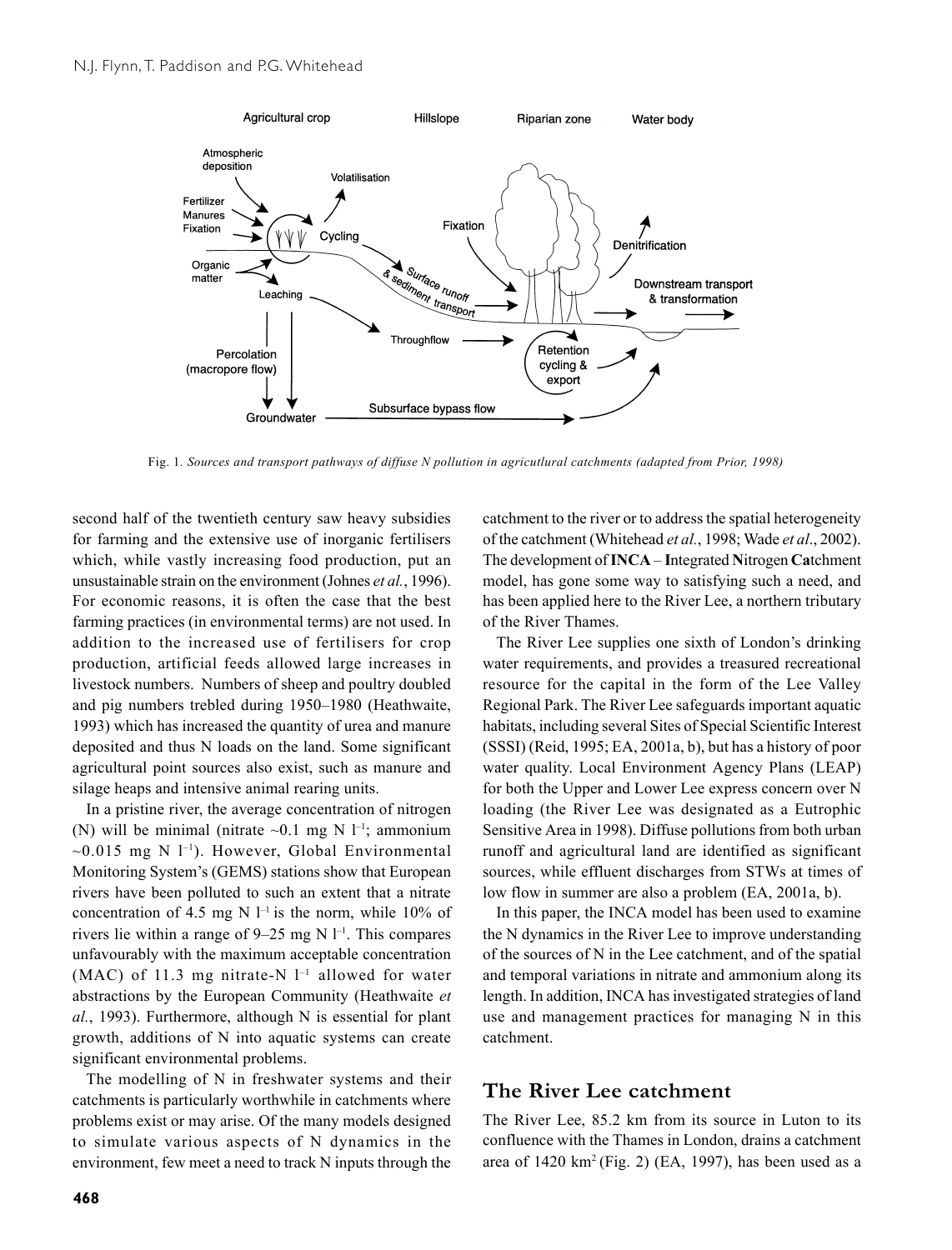Fig. 1. *Sources and transport pathways of diffuse N pollution in agricutlural catchments (adapted from Prior, 1998)*

second half of the twentieth century saw heavy subsidies for farming and the extensive use of inorganic fertilisers which, while vastly increasing food production, put an unsustainable strain on the environment (Johnes *et al.*, 1996). For economic reasons, it is often the case that the best farming practices (in environmental terms) are not used. In addition to the increased use of fertilisers for crop production, artificial feeds allowed large increases in livestock numbers. Numbers of sheep and poultry doubled and pig numbers trebled during 1950–1980 (Heathwaite, 1993) which has increased the quantity of urea and manure deposited and thus N loads on the land. Some significant agricultural point sources also exist, such as manure and silage heaps and intensive animal rearing units.

In a pristine river, the average concentration of nitrogen (N) will be minimal (nitrate ~0.1 mg N $l^{-1}$; ammonium ~0.015 mg N $l^{-1}$). However, Global Environmental Monitoring System's (GEMS) stations show that European rivers have been polluted to such an extent that a nitrate concentration of 4.5 mg N $l^{-1}$ is the norm, while 10% of rivers lie within a range of 9–25 mg N $l^{-1}$. This compares unfavourably with the maximum acceptable concentration (MAC) of 11.3 mg nitrate-N $l^{-1}$ allowed for water abstractions by the European Community (Heathwaite *et al.*, 1993). Furthermore, although N is essential for plant growth, additions of N into aquatic systems can create significant environmental problems.

The modelling of N in freshwater systems and their catchments is particularly worthwhile in catchments where problems exist or may arise. Of the many models designed to simulate various aspects of N dynamics in the environment, few meet a need to track N inputs through the catchment to the river or to address the spatial heterogeneity of the catchment (Whitehead *et al.*, 1998; Wade *et al*., 2002). The development of **INCA** – **I**ntegrated **N**itrogen **Ca**tchment model, has gone some way to satisfying such a need, and has been applied here to the River Lee, a northern tributary of the River Thames.

The River Lee supplies one sixth of London's drinking water requirements, and provides a treasured recreational resource for the capital in the form of the Lee Valley Regional Park. The River Lee safeguards important aquatic habitats, including several Sites of Special Scientific Interest (SSSI) (Reid, 1995; EA, 2001a, b), but has a history of poor water quality. Local Environment Agency Plans (LEAP) for both the Upper and Lower Lee express concern over N loading (the River Lee was designated as a Eutrophic Sensitive Area in 1998). Diffuse pollutions from both urban runoff and agricultural land are identified as significant sources, while effluent discharges from STWs at times of low flow in summer are also a problem (EA, 2001a, b).

In this paper, the INCA model has been used to examine the N dynamics in the River Lee to improve understanding of the sources of N in the Lee catchment, and of the spatial and temporal variations in nitrate and ammonium along its length. In addition, INCA has investigated strategies of land use and management practices for managing N in this catchment.

## The River Lee catchment

The River Lee, 85.2 km from its source in Luton to its confluence with the Thames in London, drains a catchment area of 1420 km$^2$ (Fig. 2) (EA, 1997), has been used as a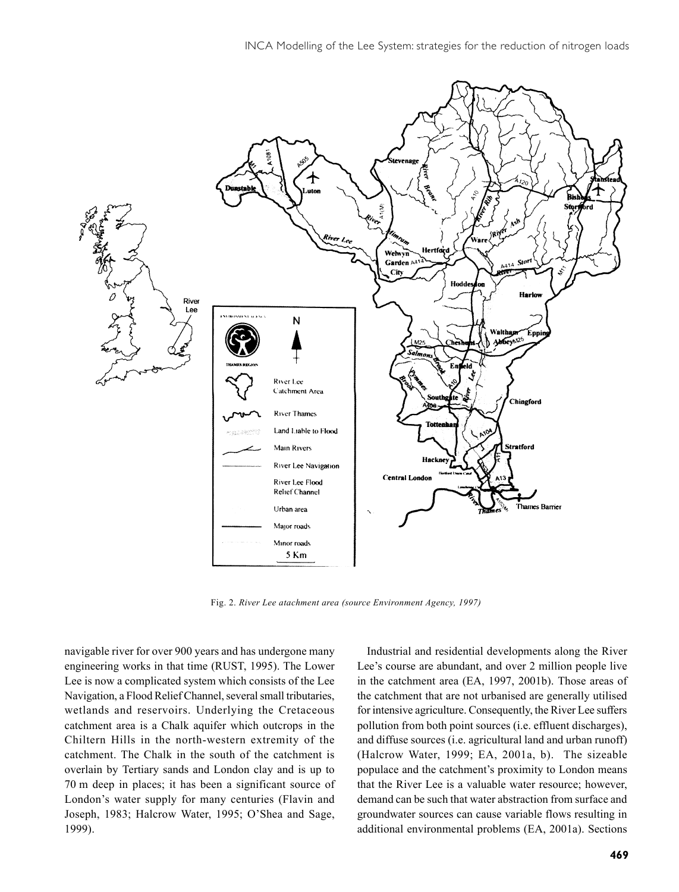Fig. 2. *River Lee atachment area (source Environment Agency, 1997)*

navigable river for over 900 years and has undergone many engineering works in that time (RUST, 1995). The Lower Lee is now a complicated system which consists of the Lee Navigation, a Flood Relief Channel, several small tributaries, wetlands and reservoirs. Underlying the Cretaceous catchment area is a Chalk aquifer which outcrops in the Chiltern Hills in the north-western extremity of the catchment. The Chalk in the south of the catchment is overlain by Tertiary sands and London clay and is up to 70 m deep in places; it has been a significant source of London's water supply for many centuries (Flavin and Joseph, 1983; Halcrow Water, 1995; O'Shea and Sage, 1999).

Industrial and residential developments along the River Lee's course are abundant, and over 2 million people live in the catchment area (EA, 1997, 2001b). Those areas of the catchment that are not urbanised are generally utilised for intensive agriculture. Consequently, the River Lee suffers pollution from both point sources (i.e. effluent discharges), and diffuse sources (i.e. agricultural land and urban runoff) (Halcrow Water, 1999; EA, 2001a, b). The sizeable populace and the catchment's proximity to London means that the River Lee is a valuable water resource; however, demand can be such that water abstraction from surface and groundwater sources can cause variable flows resulting in additional environmental problems (EA, 2001a). Sections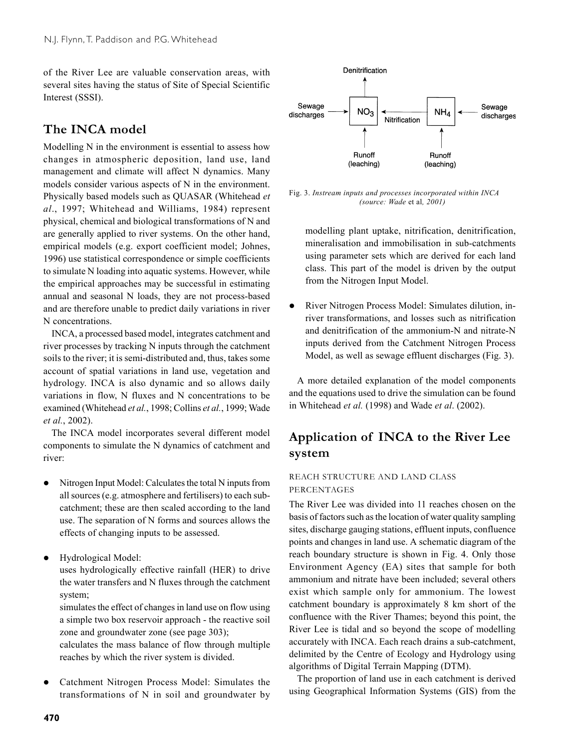of the River Lee are valuable conservation areas, with several sites having the status of Site of Special Scientific Interest (SSSI).

## The INCA model

Modelling N in the environment is essential to assess how changes in atmospheric deposition, land use, land management and climate will affect N dynamics. Many models consider various aspects of N in the environment. Physically based models such as QUASAR (Whitehead *et al*., 1997; Whitehead and Williams, 1984) represent physical, chemical and biological transformations of N and are generally applied to river systems. On the other hand, empirical models (e.g. export coefficient model; Johnes, 1996) use statistical correspondence or simple coefficients to simulate N loading into aquatic systems. However, while the empirical approaches may be successful in estimating annual and seasonal N loads, they are not process-based and are therefore unable to predict daily variations in river N concentrations.

INCA, a processed based model, integrates catchment and river processes by tracking N inputs through the catchment soils to the river; it is semi-distributed and, thus, takes some account of spatial variations in land use, vegetation and hydrology. INCA is also dynamic and so allows daily variations in flow, N fluxes and N concentrations to be examined (Whitehead *et al.*, 1998; Collins *et al.*, 1999; Wade *et al.*, 2002).

The INCA model incorporates several different model components to simulate the N dynamics of catchment and river:

- Nitrogen Input Model: Calculates the total N inputs from all sources (e.g. atmosphere and fertilisers) to each sub-catchment; these are then scaled according to the land use. The separation of N forms and sources allows the effects of changing inputs to be assessed.
- Hydrological Model:
  uses hydrologically effective rainfall (HER) to drive the water transfers and N fluxes through the catchment system;
  simulates the effect of changes in land use on flow using a simple two box reservoir approach - the reactive soil zone and groundwater zone (see page 303);
  calculates the mass balance of flow through multiple reaches by which the river system is divided.
- Catchment Nitrogen Process Model: Simulates the transformations of N in soil and groundwater by modelling plant uptake, nitrification, denitrification, mineralisation and immobilisation in sub-catchments using parameter sets which are derived for each land class. This part of the model is driven by the output from the Nitrogen Input Model.
- River Nitrogen Process Model: Simulates dilution, in-river transformations, and losses such as nitrification and denitrification of the ammonium-N and nitrate-N inputs derived from the Catchment Nitrogen Process Model, as well as sewage effluent discharges (Fig. 3).

Denitrification

Sewage discharges → $NO_3$ ← Nitrification ← $NH_4$ ← Sewage discharges

Runoff (leaching) → $NO_3$; Runoff (leaching) → $NH_4$

Fig. 3. *Instream inputs and processes incorporated within INCA (source: Wade* et al*, 2001)*

A more detailed explanation of the model components and the equations used to drive the simulation can be found in Whitehead *et al.* (1998) and Wade *et al*. (2002).

## Application of INCA to the River Lee system

### REACH STRUCTURE AND LAND CLASS PERCENTAGES

The River Lee was divided into 11 reaches chosen on the basis of factors such as the location of water quality sampling sites, discharge gauging stations, effluent inputs, confluence points and changes in land use. A schematic diagram of the reach boundary structure is shown in Fig. 4. Only those Environment Agency (EA) sites that sample for both ammonium and nitrate have been included; several others exist which sample only for ammonium. The lowest catchment boundary is approximately 8 km short of the confluence with the River Thames; beyond this point, the River Lee is tidal and so beyond the scope of modelling accurately with INCA. Each reach drains a sub-catchment, delimited by the Centre of Ecology and Hydrology using algorithms of Digital Terrain Mapping (DTM).

The proportion of land use in each catchment is derived using Geographical Information Systems (GIS) from the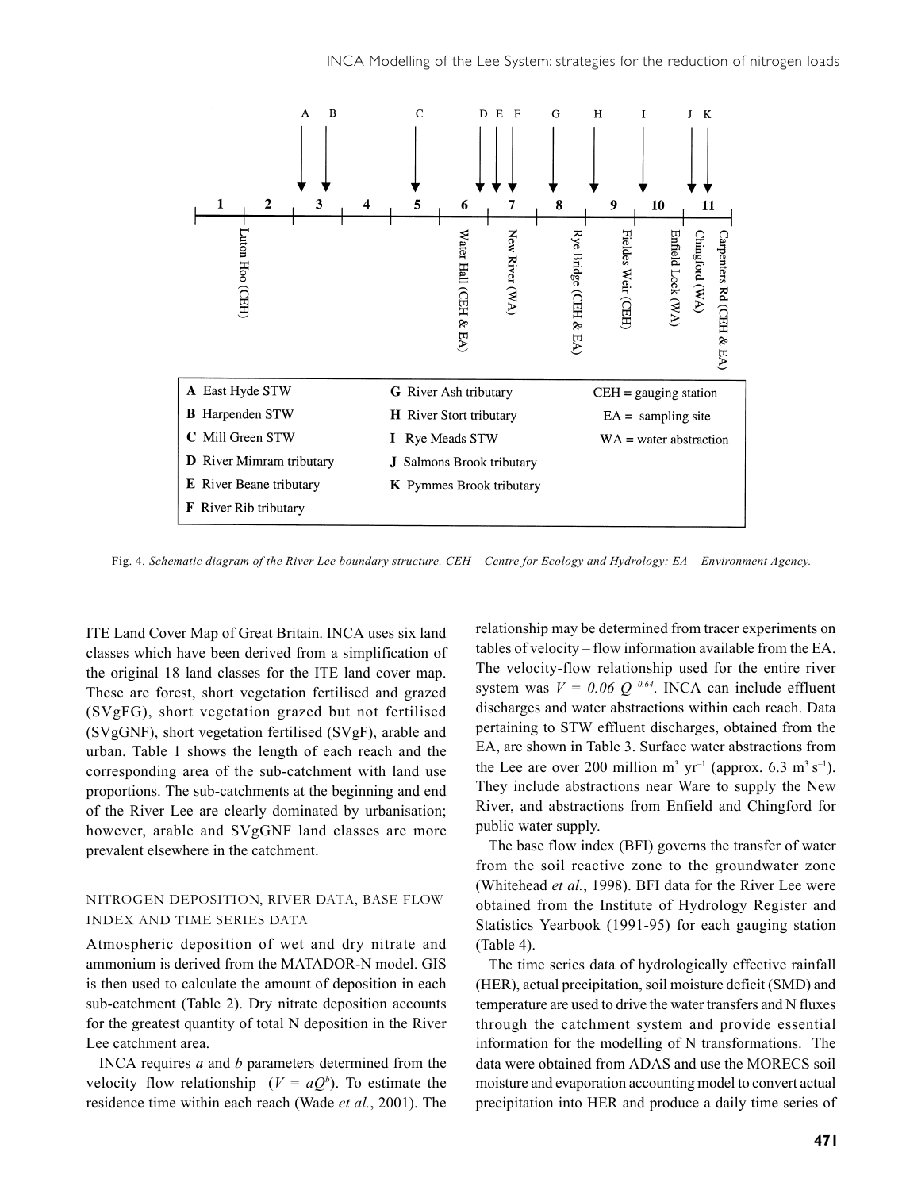A B C D E F G H I J K

1 2 3 4 5 6 7 8 9 10 11

Luton Hoo (CEH)

Water Hall (CEH & EA)

New River (WA)

Rye Bridge (CEH & EA)

Fieldes Weir (CEH)

Enfield Lock (WA)

Chingford (WA)

Carpenters Rd (CEH & EA)

| | | |
|---|---|---|
| **A** East Hyde STW | **G** River Ash tributary | CEH = gauging station |
| **B** Harpenden STW | **H** River Stort tributary | EA = sampling site |
| **C** Mill Green STW | **I** Rye Meads STW | WA = water abstraction |
| **D** River Mimram tributary | **J** Salmons Brook tributary | |
| **E** River Beane tributary | **K** Pymmes Brook tributary | |
| **F** River Rib tributary | | |

Fig. 4. *Schematic diagram of the River Lee boundary structure. CEH – Centre for Ecology and Hydrology; EA – Environment Agency.*

ITE Land Cover Map of Great Britain. INCA uses six land classes which have been derived from a simplification of the original 18 land classes for the ITE land cover map. These are forest, short vegetation fertilised and grazed (SVgFG), short vegetation grazed but not fertilised (SVgGNF), short vegetation fertilised (SVgF), arable and urban. Table 1 shows the length of each reach and the corresponding area of the sub-catchment with land use proportions. The sub-catchments at the beginning and end of the River Lee are clearly dominated by urbanisation; however, arable and SVgGNF land classes are more prevalent elsewhere in the catchment.

## NITROGEN DEPOSITION, RIVER DATA, BASE FLOW INDEX AND TIME SERIES DATA

Atmospheric deposition of wet and dry nitrate and ammonium is derived from the MATADOR-N model. GIS is then used to calculate the amount of deposition in each sub-catchment (Table 2). Dry nitrate deposition accounts for the greatest quantity of total N deposition in the River Lee catchment area.

INCA requires *a* and *b* parameters determined from the velocity–flow relationship ($V = aQ^b$). To estimate the residence time within each reach (Wade *et al.*, 2001). The relationship may be determined from tracer experiments on tables of velocity – flow information available from the EA. The velocity-flow relationship used for the entire river system was $V = 0.06\ Q^{0.64}$. INCA can include effluent discharges and water abstractions within each reach. Data pertaining to STW effluent discharges, obtained from the EA, are shown in Table 3. Surface water abstractions from the Lee are over 200 million $m^3\ yr^{-1}$ (approx. 6.3 $m^3\ s^{-1}$). They include abstractions near Ware to supply the New River, and abstractions from Enfield and Chingford for public water supply.

The base flow index (BFI) governs the transfer of water from the soil reactive zone to the groundwater zone (Whitehead *et al.*, 1998). BFI data for the River Lee were obtained from the Institute of Hydrology Register and Statistics Yearbook (1991-95) for each gauging station (Table 4).

The time series data of hydrologically effective rainfall (HER), actual precipitation, soil moisture deficit (SMD) and temperature are used to drive the water transfers and N fluxes through the catchment system and provide essential information for the modelling of N transformations. The data were obtained from ADAS and use the MORECS soil moisture and evaporation accounting model to convert actual precipitation into HER and produce a daily time series of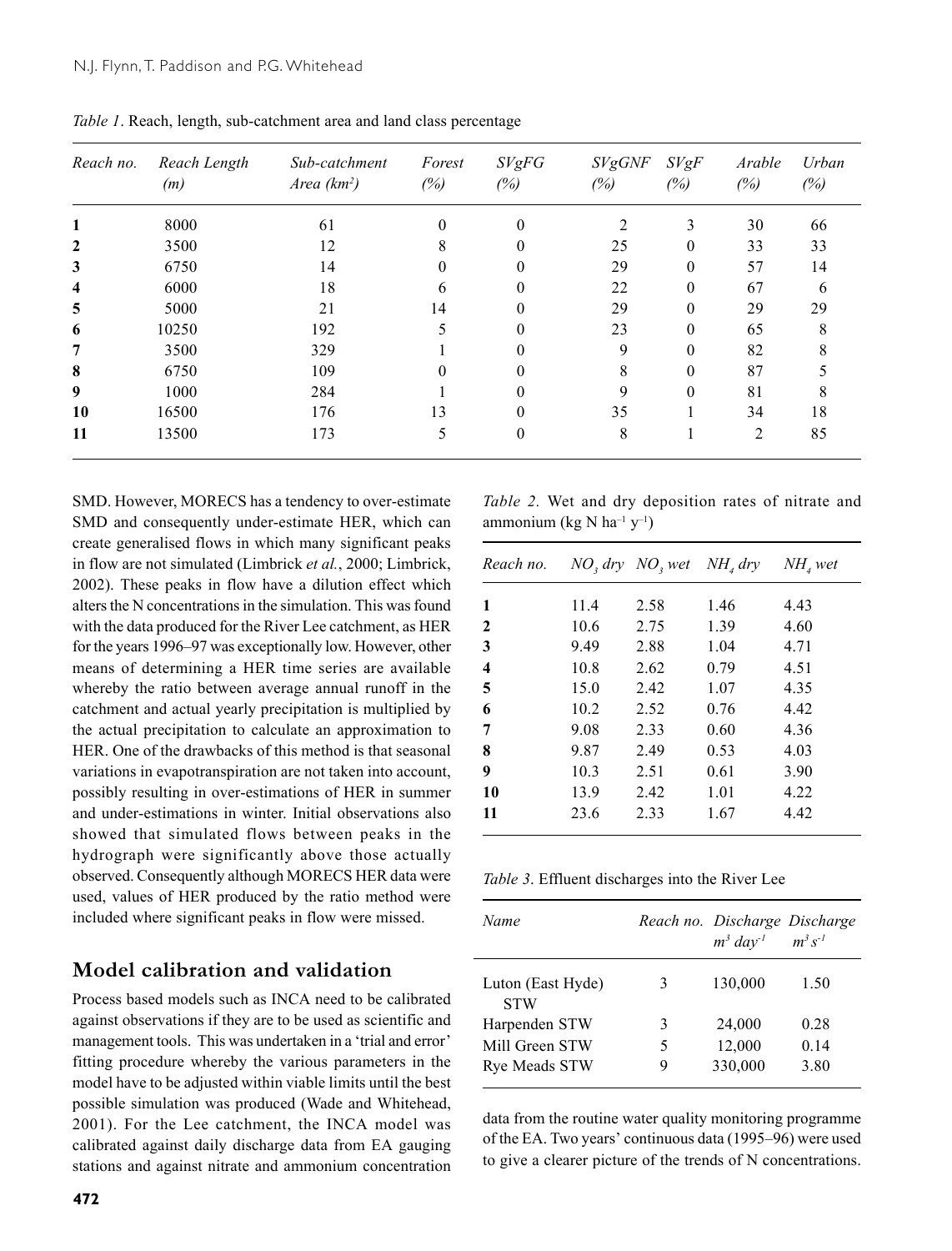*Table 1*. Reach, length, sub-catchment area and land class percentage

| *Reach no.* | *Reach Length (m)* | *Sub-catchment Area (km²)* | *Forest (%)* | *SVgFG (%)* | *SVgGNF (%)* | *SVgF (%)* | *Arable (%)* | *Urban (%)* |
|---|---|---|---|---|---|---|---|---|
| **1** | 8000 | 61 | 0 | 0 | 2 | 3 | 30 | 66 |
| **2** | 3500 | 12 | 8 | 0 | 25 | 0 | 33 | 33 |
| **3** | 6750 | 14 | 0 | 0 | 29 | 0 | 57 | 14 |
| **4** | 6000 | 18 | 6 | 0 | 22 | 0 | 67 | 6 |
| **5** | 5000 | 21 | 14 | 0 | 29 | 0 | 29 | 29 |
| **6** | 10250 | 192 | 5 | 0 | 23 | 0 | 65 | 8 |
| **7** | 3500 | 329 | 1 | 0 | 9 | 0 | 82 | 8 |
| **8** | 6750 | 109 | 0 | 0 | 8 | 0 | 87 | 5 |
| **9** | 1000 | 284 | 1 | 0 | 9 | 0 | 81 | 8 |
| **10** | 16500 | 176 | 13 | 0 | 35 | 1 | 34 | 18 |
| **11** | 13500 | 173 | 5 | 0 | 8 | 1 | 2 | 85 |

SMD. However, MORECS has a tendency to over-estimate SMD and consequently under-estimate HER, which can create generalised flows in which many significant peaks in flow are not simulated (Limbrick *et al.*, 2000; Limbrick, 2002). These peaks in flow have a dilution effect which alters the N concentrations in the simulation. This was found with the data produced for the River Lee catchment, as HER for the years 1996–97 was exceptionally low. However, other means of determining a HER time series are available whereby the ratio between average annual runoff in the catchment and actual yearly precipitation is multiplied by the actual precipitation to calculate an approximation to HER. One of the drawbacks of this method is that seasonal variations in evapotranspiration are not taken into account, possibly resulting in over-estimations of HER in summer and under-estimations in winter. Initial observations also showed that simulated flows between peaks in the hydrograph were significantly above those actually observed. Consequently although MORECS HER data were used, values of HER produced by the ratio method were included where significant peaks in flow were missed.

*Table 2.* Wet and dry deposition rates of nitrate and ammonium (kg N ha$^{-1}$ y$^{-1}$)

| *Reach no.* | *$NO_3$ dry* | *$NO_3$ wet* | *$NH_4$ dry* | *$NH_4$ wet* |
|---|---|---|---|---|
| **1** | 11.4 | 2.58 | 1.46 | 4.43 |
| **2** | 10.6 | 2.75 | 1.39 | 4.60 |
| **3** | 9.49 | 2.88 | 1.04 | 4.71 |
| **4** | 10.8 | 2.62 | 0.79 | 4.51 |
| **5** | 15.0 | 2.42 | 1.07 | 4.35 |
| **6** | 10.2 | 2.52 | 0.76 | 4.42 |
| **7** | 9.08 | 2.33 | 0.60 | 4.36 |
| **8** | 9.87 | 2.49 | 0.53 | 4.03 |
| **9** | 10.3 | 2.51 | 0.61 | 3.90 |
| **10** | 13.9 | 2.42 | 1.01 | 4.22 |
| **11** | 23.6 | 2.33 | 1.67 | 4.42 |

*Table 3.* Effluent discharges into the River Lee

| *Name* | *Reach no.* | *Discharge $m^3\ day^{-1}$* | *Discharge $m^3\ s^{-1}$* |
|---|---|---|---|
| Luton (East Hyde) STW | 3 | 130,000 | 1.50 |
| Harpenden STW | 3 | 24,000 | 0.28 |
| Mill Green STW | 5 | 12,000 | 0.14 |
| Rye Meads STW | 9 | 330,000 | 3.80 |

## Model calibration and validation

Process based models such as INCA need to be calibrated against observations if they are to be used as scientific and management tools. This was undertaken in a 'trial and error' fitting procedure whereby the various parameters in the model have to be adjusted within viable limits until the best possible simulation was produced (Wade and Whitehead, 2001). For the Lee catchment, the INCA model was calibrated against daily discharge data from EA gauging stations and against nitrate and ammonium concentration data from the routine water quality monitoring programme of the EA. Two years' continuous data (1995–96) were used to give a clearer picture of the trends of N concentrations.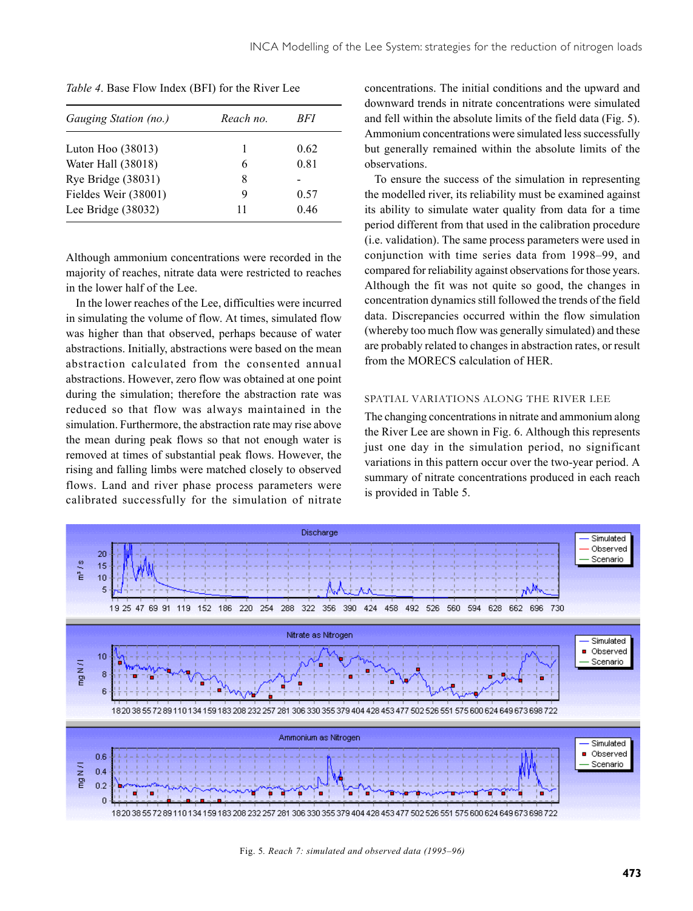*Table 4*. Base Flow Index (BFI) for the River Lee

| *Gauging Station (no.)* | *Reach no.* | *BFI* |
|---|---|---|
| Luton Hoo (38013) | 1 | 0.62 |
| Water Hall (38018) | 6 | 0.81 |
| Rye Bridge (38031) | 8 | - |
| Fieldes Weir (38001) | 9 | 0.57 |
| Lee Bridge (38032) | 11 | 0.46 |

Although ammonium concentrations were recorded in the majority of reaches, nitrate data were restricted to reaches in the lower half of the Lee.

In the lower reaches of the Lee, difficulties were incurred in simulating the volume of flow. At times, simulated flow was higher than that observed, perhaps because of water abstractions. Initially, abstractions were based on the mean abstraction calculated from the consented annual abstractions. However, zero flow was obtained at one point during the simulation; therefore the abstraction rate was reduced so that flow was always maintained in the simulation. Furthermore, the abstraction rate may rise above the mean during peak flows so that not enough water is removed at times of substantial peak flows. However, the rising and falling limbs were matched closely to observed flows. Land and river phase process parameters were calibrated successfully for the simulation of nitrate concentrations. The initial conditions and the upward and downward trends in nitrate concentrations were simulated and fell within the absolute limits of the field data (Fig. 5). Ammonium concentrations were simulated less successfully but generally remained within the absolute limits of the observations.

To ensure the success of the simulation in representing the modelled river, its reliability must be examined against its ability to simulate water quality from data for a time period different from that used in the calibration procedure (i.e. validation). The same process parameters were used in conjunction with time series data from 1998–99, and compared for reliability against observations for those years. Although the fit was not quite so good, the changes in concentration dynamics still followed the trends of the field data. Discrepancies occurred within the flow simulation (whereby too much flow was generally simulated) and these are probably related to changes in abstraction rates, or result from the MORECS calculation of HER.

## SPATIAL VARIATIONS ALONG THE RIVER LEE

The changing concentrations in nitrate and ammonium along the River Lee are shown in Fig. 6. Although this represents just one day in the simulation period, no significant variations in this pattern occur over the two-year period. A summary of nitrate concentrations produced in each reach is provided in Table 5.

Fig. 5. *Reach 7: simulated and observed data (1995–96)*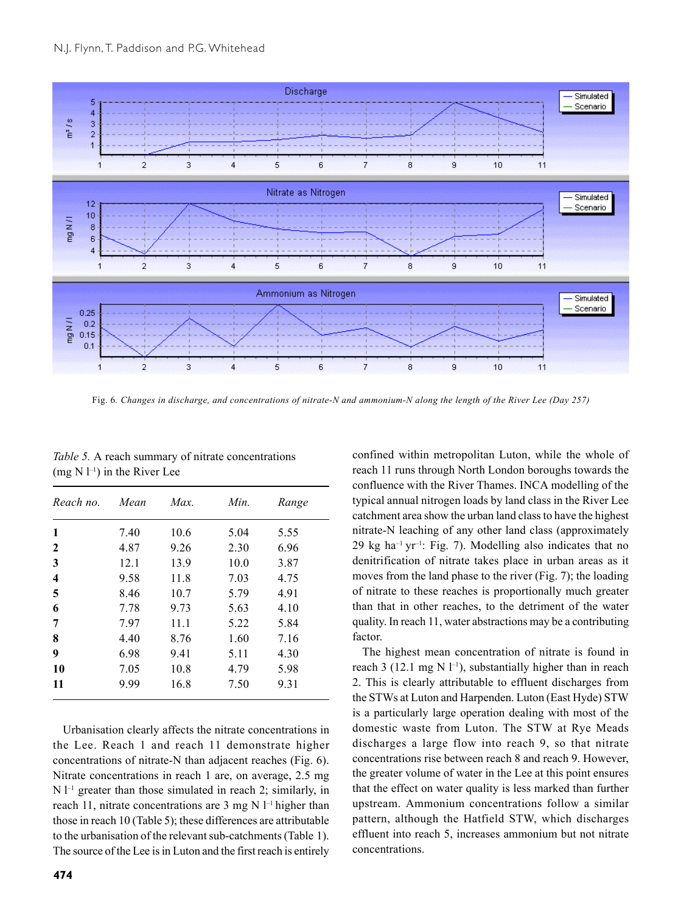Fig. 6. *Changes in discharge, and concentrations of nitrate-N and ammonium-N along the length of the River Lee (Day 257)*

*Table 5.* A reach summary of nitrate concentrations (mg N $l^{-1}$) in the River Lee

| *Reach no.* | *Mean* | *Max.* | *Min.* | *Range* |
|---|---|---|---|---|
| **1** | 7.40 | 10.6 | 5.04 | 5.55 |
| **2** | 4.87 | 9.26 | 2.30 | 6.96 |
| **3** | 12.1 | 13.9 | 10.0 | 3.87 |
| **4** | 9.58 | 11.8 | 7.03 | 4.75 |
| **5** | 8.46 | 10.7 | 5.79 | 4.91 |
| **6** | 7.78 | 9.73 | 5.63 | 4.10 |
| **7** | 7.97 | 11.1 | 5.22 | 5.84 |
| **8** | 4.40 | 8.76 | 1.60 | 7.16 |
| **9** | 6.98 | 9.41 | 5.11 | 4.30 |
| **10** | 7.05 | 10.8 | 4.79 | 5.98 |
| **11** | 9.99 | 16.8 | 7.50 | 9.31 |

Urbanisation clearly affects the nitrate concentrations in the Lee. Reach 1 and reach 11 demonstrate higher concentrations of nitrate-N than adjacent reaches (Fig. 6). Nitrate concentrations in reach 1 are, on average, 2.5 mg N $l^{-1}$ greater than those simulated in reach 2; similarly, in reach 11, nitrate concentrations are 3 mg N $l^{-1}$ higher than those in reach 10 (Table 5); these differences are attributable to the urbanisation of the relevant sub-catchments (Table 1). The source of the Lee is in Luton and the first reach is entirely confined within metropolitan Luton, while the whole of reach 11 runs through North London boroughs towards the confluence with the River Thames. INCA modelling of the typical annual nitrogen loads by land class in the River Lee catchment area show the urban land class to have the highest nitrate-N leaching of any other land class (approximately 29 kg $ha^{-1}$ $yr^{-1}$: Fig. 7). Modelling also indicates that no denitrification of nitrate takes place in urban areas as it moves from the land phase to the river (Fig. 7); the loading of nitrate to these reaches is proportionally much greater than that in other reaches, to the detriment of the water quality. In reach 11, water abstractions may be a contributing factor.

The highest mean concentration of nitrate is found in reach 3 (12.1 mg N $l^{-1}$), substantially higher than in reach 2. This is clearly attributable to effluent discharges from the STWs at Luton and Harpenden. Luton (East Hyde) STW is a particularly large operation dealing with most of the domestic waste from Luton. The STW at Rye Meads discharges a large flow into reach 9, so that nitrate concentrations rise between reach 8 and reach 9. However, the greater volume of water in the Lee at this point ensures that the effect on water quality is less marked than further upstream. Ammonium concentrations follow a similar pattern, although the Hatfield STW, which discharges effluent into reach 5, increases ammonium but not nitrate concentrations.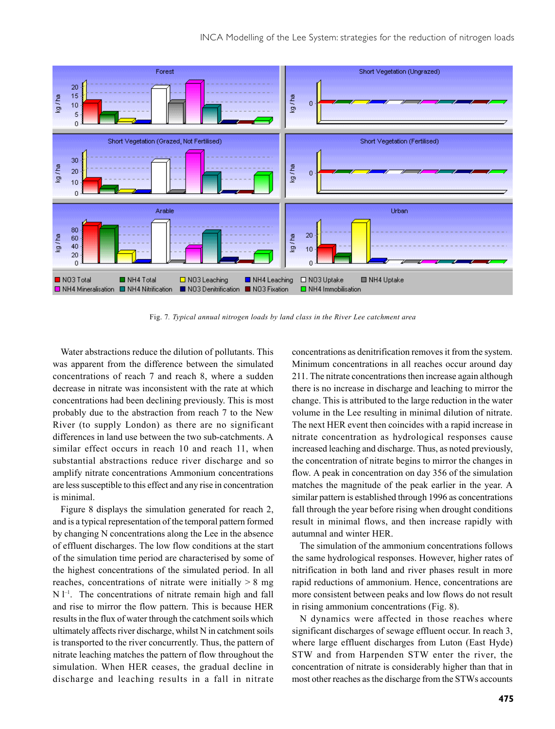Fig. 7. *Typical annual nitrogen loads by land class in the River Lee catchment area*

Water abstractions reduce the dilution of pollutants. This was apparent from the difference between the simulated concentrations of reach 7 and reach 8, where a sudden decrease in nitrate was inconsistent with the rate at which concentrations had been declining previously. This is most probably due to the abstraction from reach 7 to the New River (to supply London) as there are no significant differences in land use between the two sub-catchments. A similar effect occurs in reach 10 and reach 11, when substantial abstractions reduce river discharge and so amplify nitrate concentrations Ammonium concentrations are less susceptible to this effect and any rise in concentration is minimal.

Figure 8 displays the simulation generated for reach 2, and is a typical representation of the temporal pattern formed by changing N concentrations along the Lee in the absence of effluent discharges. The low flow conditions at the start of the simulation time period are characterised by some of the highest concentrations of the simulated period. In all reaches, concentrations of nitrate were initially > 8 mg N $l^{-1}$. The concentrations of nitrate remain high and fall and rise to mirror the flow pattern. This is because HER results in the flux of water through the catchment soils which ultimately affects river discharge, whilst N in catchment soils is transported to the river concurrently. Thus, the pattern of nitrate leaching matches the pattern of flow throughout the simulation. When HER ceases, the gradual decline in discharge and leaching results in a fall in nitrate concentrations as denitrification removes it from the system. Minimum concentrations in all reaches occur around day 211. The nitrate concentrations then increase again although there is no increase in discharge and leaching to mirror the change. This is attributed to the large reduction in the water volume in the Lee resulting in minimal dilution of nitrate. The next HER event then coincides with a rapid increase in nitrate concentration as hydrological responses cause increased leaching and discharge. Thus, as noted previously, the concentration of nitrate begins to mirror the changes in flow. A peak in concentration on day 356 of the simulation matches the magnitude of the peak earlier in the year. A similar pattern is established through 1996 as concentrations fall through the year before rising when drought conditions result in minimal flows, and then increase rapidly with autumnal and winter HER.

The simulation of the ammonium concentrations follows the same hydrological responses. However, higher rates of nitrification in both land and river phases result in more rapid reductions of ammonium. Hence, concentrations are more consistent between peaks and low flows do not result in rising ammonium concentrations (Fig. 8).

N dynamics were affected in those reaches where significant discharges of sewage effluent occur. In reach 3, where large effluent discharges from Luton (East Hyde) STW and from Harpenden STW enter the river, the concentration of nitrate is considerably higher than that in most other reaches as the discharge from the STWs accounts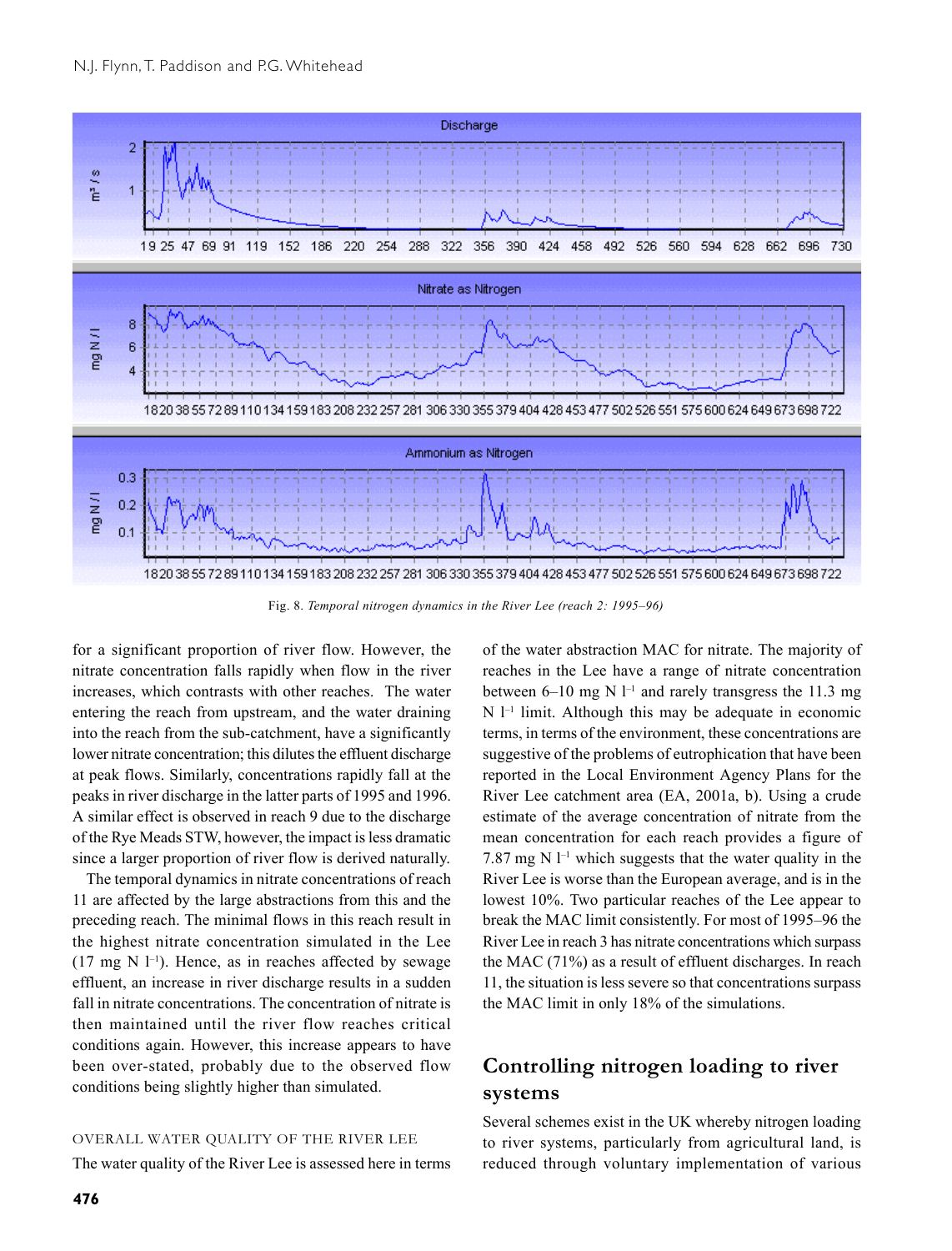Fig. 8. *Temporal nitrogen dynamics in the River Lee (reach 2: 1995–96)*

for a significant proportion of river flow. However, the nitrate concentration falls rapidly when flow in the river increases, which contrasts with other reaches. The water entering the reach from upstream, and the water draining into the reach from the sub-catchment, have a significantly lower nitrate concentration; this dilutes the effluent discharge at peak flows. Similarly, concentrations rapidly fall at the peaks in river discharge in the latter parts of 1995 and 1996. A similar effect is observed in reach 9 due to the discharge of the Rye Meads STW, however, the impact is less dramatic since a larger proportion of river flow is derived naturally.

The temporal dynamics in nitrate concentrations of reach 11 are affected by the large abstractions from this and the preceding reach. The minimal flows in this reach result in the highest nitrate concentration simulated in the Lee (17 mg N $l^{-1}$). Hence, as in reaches affected by sewage effluent, an increase in river discharge results in a sudden fall in nitrate concentrations. The concentration of nitrate is then maintained until the river flow reaches critical conditions again. However, this increase appears to have been over-stated, probably due to the observed flow conditions being slightly higher than simulated.

### OVERALL WATER QUALITY OF THE RIVER LEE

The water quality of the River Lee is assessed here in terms of the water abstraction MAC for nitrate. The majority of reaches in the Lee have a range of nitrate concentration between 6–10 mg N $l^{-1}$ and rarely transgress the 11.3 mg N $l^{-1}$ limit. Although this may be adequate in economic terms, in terms of the environment, these concentrations are suggestive of the problems of eutrophication that have been reported in the Local Environment Agency Plans for the River Lee catchment area (EA, 2001a, b). Using a crude estimate of the average concentration of nitrate from the mean concentration for each reach provides a figure of 7.87 mg N $l^{-1}$ which suggests that the water quality in the River Lee is worse than the European average, and is in the lowest 10%. Two particular reaches of the Lee appear to break the MAC limit consistently. For most of 1995–96 the River Lee in reach 3 has nitrate concentrations which surpass the MAC (71%) as a result of effluent discharges. In reach 11, the situation is less severe so that concentrations surpass the MAC limit in only 18% of the simulations.

## Controlling nitrogen loading to river systems

Several schemes exist in the UK whereby nitrogen loading to river systems, particularly from agricultural land, is reduced through voluntary implementation of various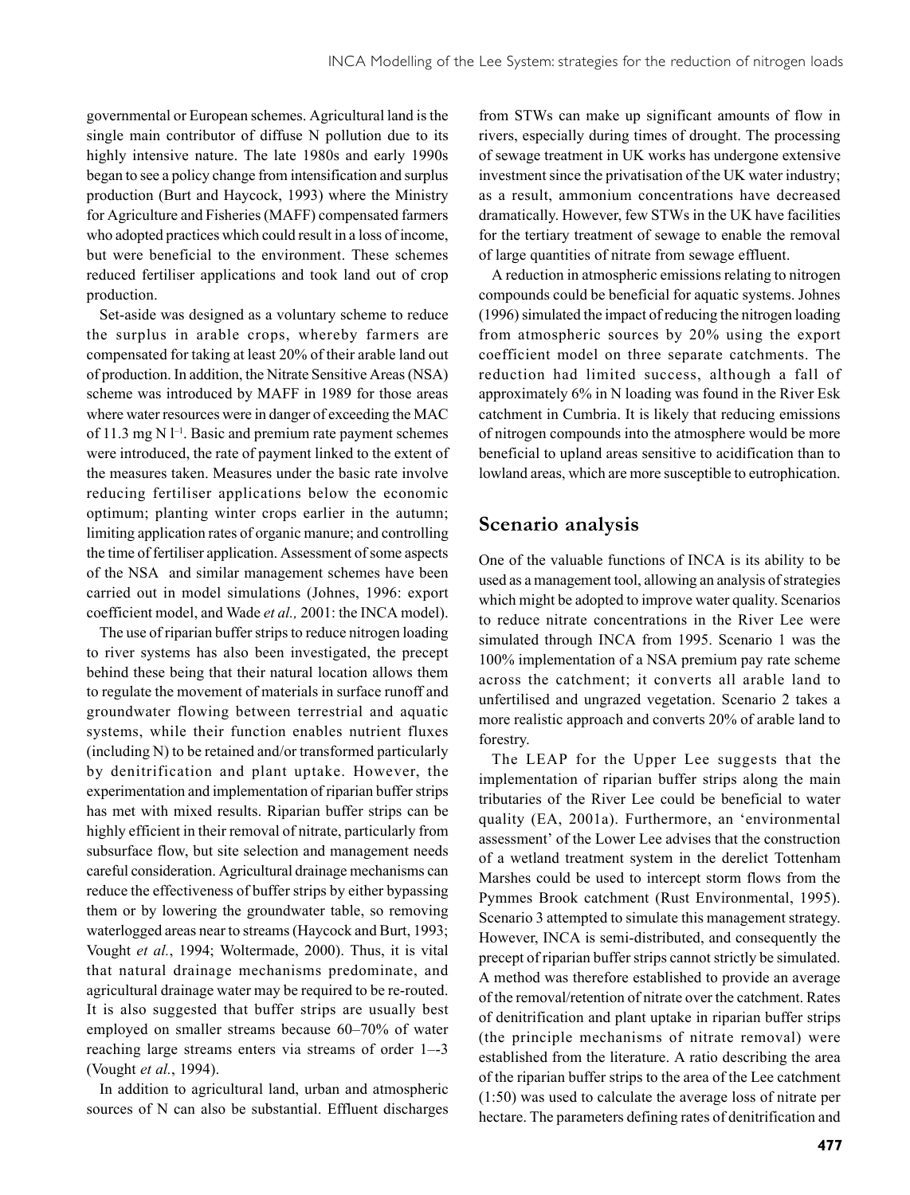governmental or European schemes. Agricultural land is the single main contributor of diffuse N pollution due to its highly intensive nature. The late 1980s and early 1990s began to see a policy change from intensification and surplus production (Burt and Haycock, 1993) where the Ministry for Agriculture and Fisheries (MAFF) compensated farmers who adopted practices which could result in a loss of income, but were beneficial to the environment. These schemes reduced fertiliser applications and took land out of crop production.

Set-aside was designed as a voluntary scheme to reduce the surplus in arable crops, whereby farmers are compensated for taking at least 20% of their arable land out of production. In addition, the Nitrate Sensitive Areas (NSA) scheme was introduced by MAFF in 1989 for those areas where water resources were in danger of exceeding the MAC of 11.3 mg N $l^{-1}$. Basic and premium rate payment schemes were introduced, the rate of payment linked to the extent of the measures taken. Measures under the basic rate involve reducing fertiliser applications below the economic optimum; planting winter crops earlier in the autumn; limiting application rates of organic manure; and controlling the time of fertiliser application. Assessment of some aspects of the NSA and similar management schemes have been carried out in model simulations (Johnes, 1996: export coefficient model, and Wade *et al.,* 2001: the INCA model).

The use of riparian buffer strips to reduce nitrogen loading to river systems has also been investigated, the precept behind these being that their natural location allows them to regulate the movement of materials in surface runoff and groundwater flowing between terrestrial and aquatic systems, while their function enables nutrient fluxes (including N) to be retained and/or transformed particularly by denitrification and plant uptake. However, the experimentation and implementation of riparian buffer strips has met with mixed results. Riparian buffer strips can be highly efficient in their removal of nitrate, particularly from subsurface flow, but site selection and management needs careful consideration. Agricultural drainage mechanisms can reduce the effectiveness of buffer strips by either bypassing them or by lowering the groundwater table, so removing waterlogged areas near to streams (Haycock and Burt, 1993; Vought *et al.*, 1994; Woltermade, 2000). Thus, it is vital that natural drainage mechanisms predominate, and agricultural drainage water may be required to be re-routed. It is also suggested that buffer strips are usually best employed on smaller streams because 60–70% of water reaching large streams enters via streams of order 1–-3 (Vought *et al.*, 1994).

In addition to agricultural land, urban and atmospheric sources of N can also be substantial. Effluent discharges from STWs can make up significant amounts of flow in rivers, especially during times of drought. The processing of sewage treatment in UK works has undergone extensive investment since the privatisation of the UK water industry; as a result, ammonium concentrations have decreased dramatically. However, few STWs in the UK have facilities for the tertiary treatment of sewage to enable the removal of large quantities of nitrate from sewage effluent.

A reduction in atmospheric emissions relating to nitrogen compounds could be beneficial for aquatic systems. Johnes (1996) simulated the impact of reducing the nitrogen loading from atmospheric sources by 20% using the export coefficient model on three separate catchments. The reduction had limited success, although a fall of approximately 6% in N loading was found in the River Esk catchment in Cumbria. It is likely that reducing emissions of nitrogen compounds into the atmosphere would be more beneficial to upland areas sensitive to acidification than to lowland areas, which are more susceptible to eutrophication.

## Scenario analysis

One of the valuable functions of INCA is its ability to be used as a management tool, allowing an analysis of strategies which might be adopted to improve water quality. Scenarios to reduce nitrate concentrations in the River Lee were simulated through INCA from 1995. Scenario 1 was the 100% implementation of a NSA premium pay rate scheme across the catchment; it converts all arable land to unfertilised and ungrazed vegetation. Scenario 2 takes a more realistic approach and converts 20% of arable land to forestry.

The LEAP for the Upper Lee suggests that the implementation of riparian buffer strips along the main tributaries of the River Lee could be beneficial to water quality (EA, 2001a). Furthermore, an 'environmental assessment' of the Lower Lee advises that the construction of a wetland treatment system in the derelict Tottenham Marshes could be used to intercept storm flows from the Pymmes Brook catchment (Rust Environmental, 1995). Scenario 3 attempted to simulate this management strategy. However, INCA is semi-distributed, and consequently the precept of riparian buffer strips cannot strictly be simulated. A method was therefore established to provide an average of the removal/retention of nitrate over the catchment. Rates of denitrification and plant uptake in riparian buffer strips (the principle mechanisms of nitrate removal) were established from the literature. A ratio describing the area of the riparian buffer strips to the area of the Lee catchment (1:50) was used to calculate the average loss of nitrate per hectare. The parameters defining rates of denitrification and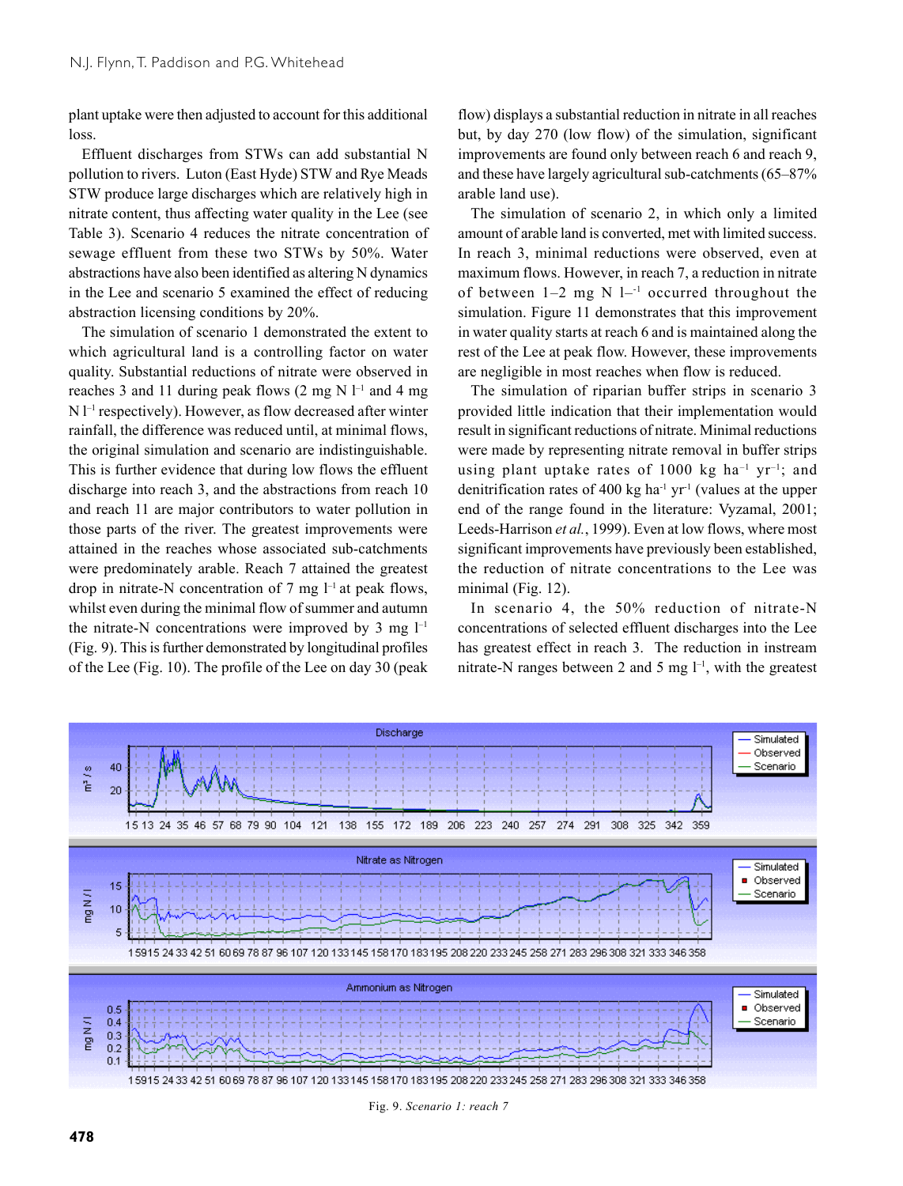plant uptake were then adjusted to account for this additional loss.

Effluent discharges from STWs can add substantial N pollution to rivers. Luton (East Hyde) STW and Rye Meads STW produce large discharges which are relatively high in nitrate content, thus affecting water quality in the Lee (see Table 3). Scenario 4 reduces the nitrate concentration of sewage effluent from these two STWs by 50%. Water abstractions have also been identified as altering N dynamics in the Lee and scenario 5 examined the effect of reducing abstraction licensing conditions by 20%.

The simulation of scenario 1 demonstrated the extent to which agricultural land is a controlling factor on water quality. Substantial reductions of nitrate were observed in reaches 3 and 11 during peak flows (2 mg N $l^{-1}$ and 4 mg N $l^{-1}$ respectively). However, as flow decreased after winter rainfall, the difference was reduced until, at minimal flows, the original simulation and scenario are indistinguishable. This is further evidence that during low flows the effluent discharge into reach 3, and the abstractions from reach 10 and reach 11 are major contributors to water pollution in those parts of the river. The greatest improvements were attained in the reaches whose associated sub-catchments were predominately arable. Reach 7 attained the greatest drop in nitrate-N concentration of 7 mg $l^{-1}$ at peak flows, whilst even during the minimal flow of summer and autumn the nitrate-N concentrations were improved by 3 mg $l^{-1}$ (Fig. 9). This is further demonstrated by longitudinal profiles of the Lee (Fig. 10). The profile of the Lee on day 30 (peak flow) displays a substantial reduction in nitrate in all reaches but, by day 270 (low flow) of the simulation, significant improvements are found only between reach 6 and reach 9, and these have largely agricultural sub-catchments (65–87% arable land use).

The simulation of scenario 2, in which only a limited amount of arable land is converted, met with limited success. In reach 3, minimal reductions were observed, even at maximum flows. However, in reach 7, a reduction in nitrate of between 1–2 mg N $l^{-1}$ occurred throughout the simulation. Figure 11 demonstrates that this improvement in water quality starts at reach 6 and is maintained along the rest of the Lee at peak flow. However, these improvements are negligible in most reaches when flow is reduced.

The simulation of riparian buffer strips in scenario 3 provided little indication that their implementation would result in significant reductions of nitrate. Minimal reductions were made by representing nitrate removal in buffer strips using plant uptake rates of 1000 kg $ha^{-1}$ $yr^{-1}$; and denitrification rates of 400 kg $ha^{-1}$ $yr^{-1}$ (values at the upper end of the range found in the literature: Vyzamal, 2001; Leeds-Harrison *et al.*, 1999). Even at low flows, where most significant improvements have previously been established, the reduction of nitrate concentrations to the Lee was minimal (Fig. 12).

In scenario 4, the 50% reduction of nitrate-N concentrations of selected effluent discharges into the Lee has greatest effect in reach 3. The reduction in instream nitrate-N ranges between 2 and 5 mg $l^{-1}$, with the greatest

Fig. 9. *Scenario 1: reach 7*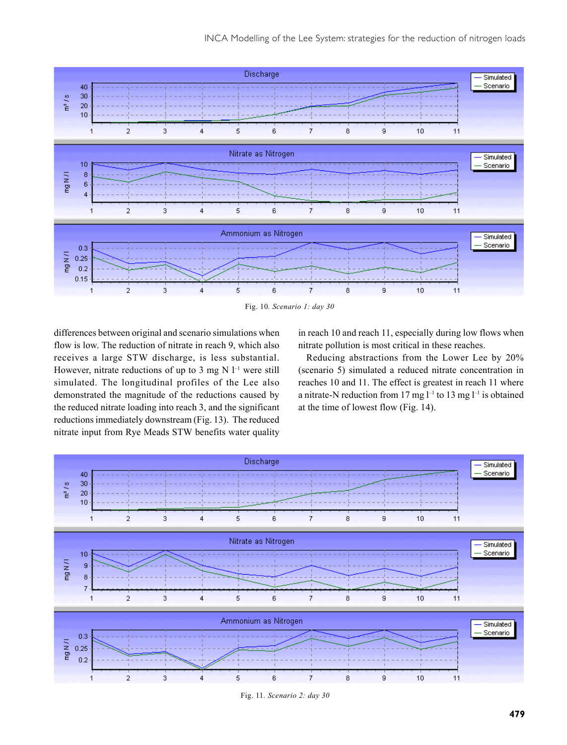Fig. 10. *Scenario 1: day 30*

differences between original and scenario simulations when flow is low. The reduction of nitrate in reach 9, which also receives a large STW discharge, is less substantial. However, nitrate reductions of up to 3 mg N $l^{-1}$ were still simulated. The longitudinal profiles of the Lee also demonstrated the magnitude of the reductions caused by the reduced nitrate loading into reach 3, and the significant reductions immediately downstream (Fig. 13). The reduced nitrate input from Rye Meads STW benefits water quality in reach 10 and reach 11, especially during low flows when nitrate pollution is most critical in these reaches.

Reducing abstractions from the Lower Lee by 20% (scenario 5) simulated a reduced nitrate concentration in reaches 10 and 11. The effect is greatest in reach 11 where a nitrate-N reduction from 17 mg $l^{-1}$ to 13 mg $l^{-1}$ is obtained at the time of lowest flow (Fig. 14).

Fig. 11. *Scenario 2: day 30*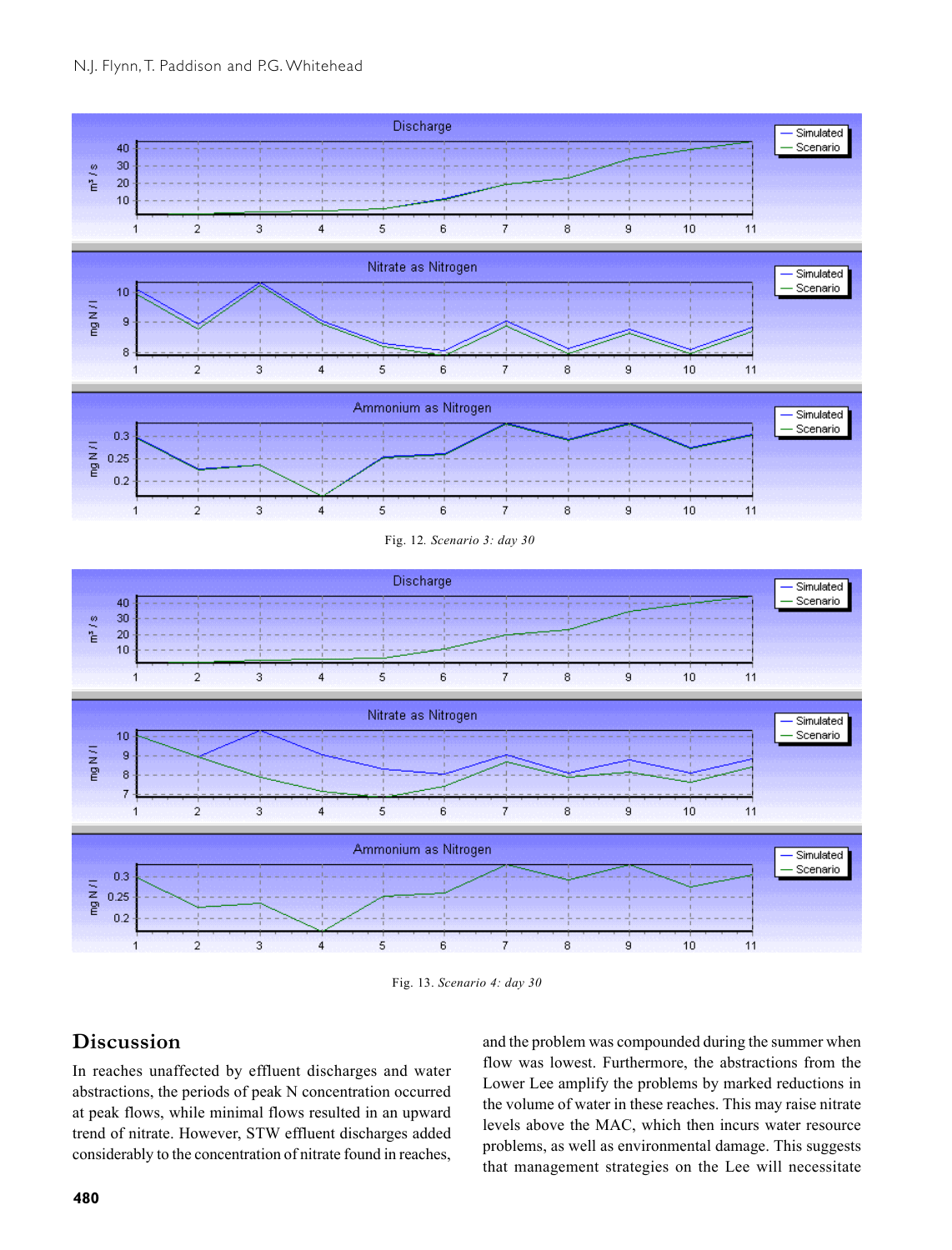Fig. 12. *Scenario 3: day 30*

Fig. 13. *Scenario 4: day 30*

## Discussion

In reaches unaffected by effluent discharges and water abstractions, the periods of peak N concentration occurred at peak flows, while minimal flows resulted in an upward trend of nitrate. However, STW effluent discharges added considerably to the concentration of nitrate found in reaches, and the problem was compounded during the summer when flow was lowest. Furthermore, the abstractions from the Lower Lee amplify the problems by marked reductions in the volume of water in these reaches. This may raise nitrate levels above the MAC, which then incurs water resource problems, as well as environmental damage. This suggests that management strategies on the Lee will necessitate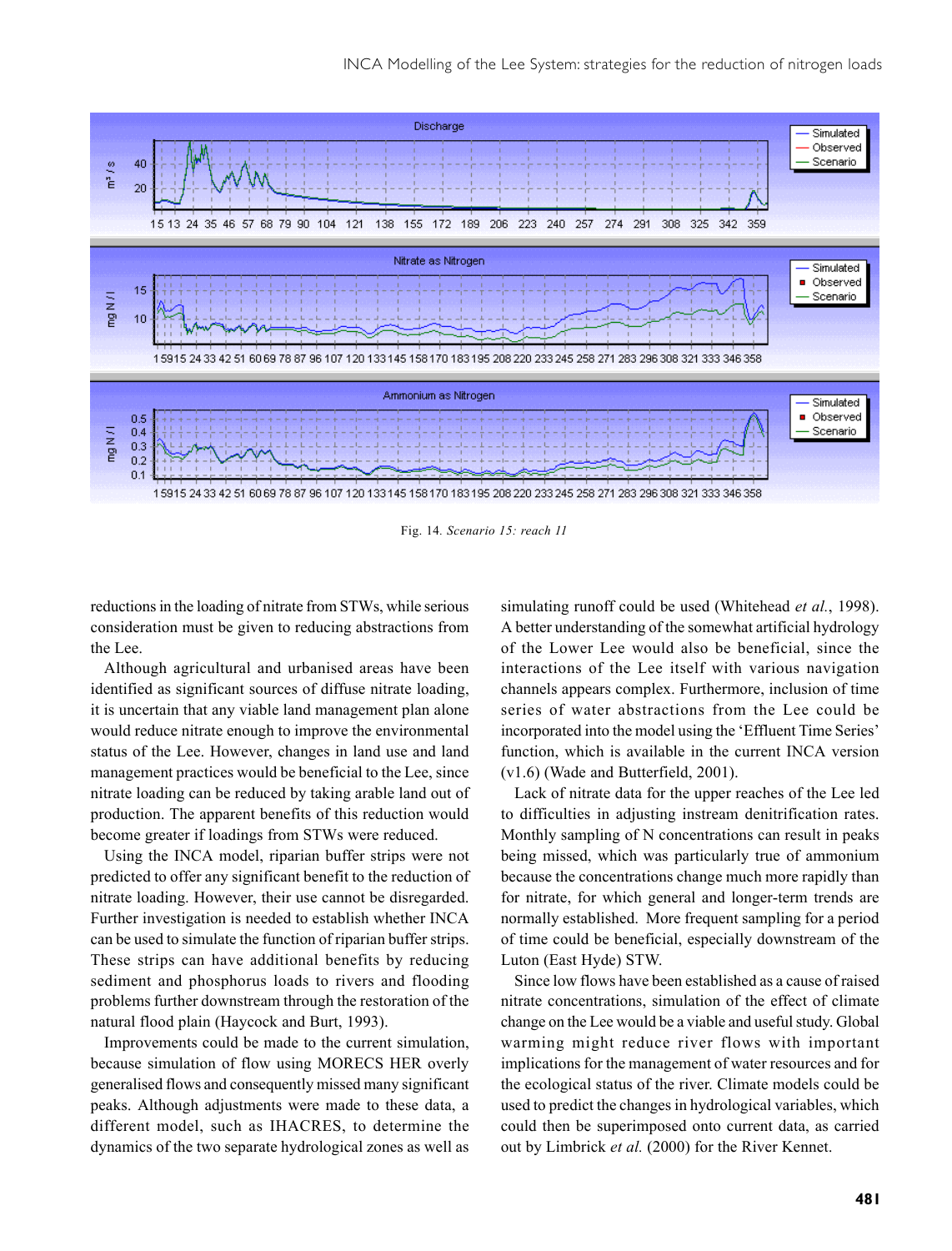Fig. 14. *Scenario 15: reach 11*

reductions in the loading of nitrate from STWs, while serious consideration must be given to reducing abstractions from the Lee.

Although agricultural and urbanised areas have been identified as significant sources of diffuse nitrate loading, it is uncertain that any viable land management plan alone would reduce nitrate enough to improve the environmental status of the Lee. However, changes in land use and land management practices would be beneficial to the Lee, since nitrate loading can be reduced by taking arable land out of production. The apparent benefits of this reduction would become greater if loadings from STWs were reduced.

Using the INCA model, riparian buffer strips were not predicted to offer any significant benefit to the reduction of nitrate loading. However, their use cannot be disregarded. Further investigation is needed to establish whether INCA can be used to simulate the function of riparian buffer strips. These strips can have additional benefits by reducing sediment and phosphorus loads to rivers and flooding problems further downstream through the restoration of the natural flood plain (Haycock and Burt, 1993).

Improvements could be made to the current simulation, because simulation of flow using MORECS HER overly generalised flows and consequently missed many significant peaks. Although adjustments were made to these data, a different model, such as IHACRES, to determine the dynamics of the two separate hydrological zones as well as simulating runoff could be used (Whitehead *et al.*, 1998). A better understanding of the somewhat artificial hydrology of the Lower Lee would also be beneficial, since the interactions of the Lee itself with various navigation channels appears complex. Furthermore, inclusion of time series of water abstractions from the Lee could be incorporated into the model using the 'Effluent Time Series' function, which is available in the current INCA version (v1.6) (Wade and Butterfield, 2001).

Lack of nitrate data for the upper reaches of the Lee led to difficulties in adjusting instream denitrification rates. Monthly sampling of N concentrations can result in peaks being missed, which was particularly true of ammonium because the concentrations change much more rapidly than for nitrate, for which general and longer-term trends are normally established. More frequent sampling for a period of time could be beneficial, especially downstream of the Luton (East Hyde) STW.

Since low flows have been established as a cause of raised nitrate concentrations, simulation of the effect of climate change on the Lee would be a viable and useful study. Global warming might reduce river flows with important implications for the management of water resources and for the ecological status of the river. Climate models could be used to predict the changes in hydrological variables, which could then be superimposed onto current data, as carried out by Limbrick *et al.* (2000) for the River Kennet.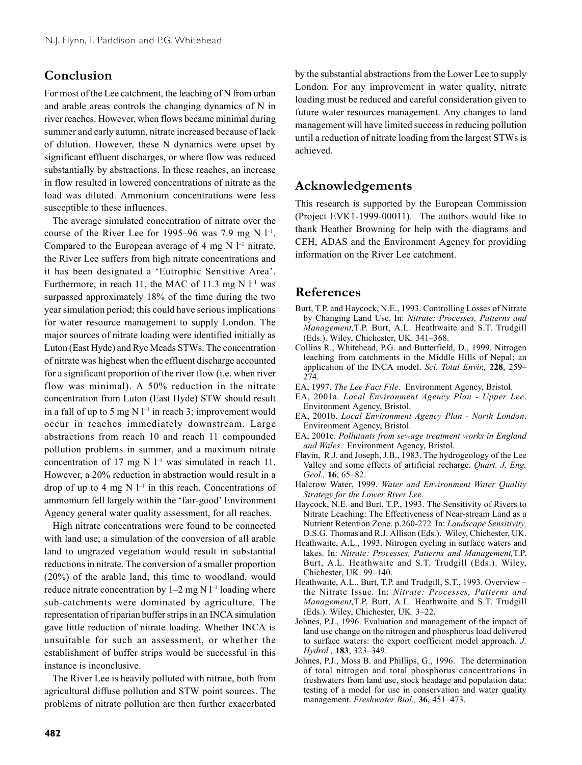## Conclusion

For most of the Lee catchment, the leaching of N from urban and arable areas controls the changing dynamics of N in river reaches. However, when flows became minimal during summer and early autumn, nitrate increased because of lack of dilution. However, these N dynamics were upset by significant effluent discharges, or where flow was reduced substantially by abstractions. In these reaches, an increase in flow resulted in lowered concentrations of nitrate as the load was diluted. Ammonium concentrations were less susceptible to these influences.

The average simulated concentration of nitrate over the course of the River Lee for 1995–96 was 7.9 mg N $l^{-1}$. Compared to the European average of 4 mg N $l^{-1}$ nitrate, the River Lee suffers from high nitrate concentrations and it has been designated a 'Eutrophic Sensitive Area'. Furthermore, in reach 11, the MAC of 11.3 mg N $l^{-1}$ was surpassed approximately 18% of the time during the two year simulation period; this could have serious implications for water resource management to supply London. The major sources of nitrate loading were identified initially as Luton (East Hyde) and Rye Meads STWs. The concentration of nitrate was highest when the effluent discharge accounted for a significant proportion of the river flow (i.e. when river flow was minimal). A 50% reduction in the nitrate concentration from Luton (East Hyde) STW should result in a fall of up to 5 mg N $l^{-1}$ in reach 3; improvement would occur in reaches immediately downstream. Large abstractions from reach 10 and reach 11 compounded pollution problems in summer, and a maximum nitrate concentration of 17 mg N $l^{-1}$ was simulated in reach 11. However, a 20% reduction in abstraction would result in a drop of up to 4 mg N $l^{-1}$ in this reach. Concentrations of ammonium fell largely within the 'fair-good' Environment Agency general water quality assessment, for all reaches.

High nitrate concentrations were found to be connected with land use; a simulation of the conversion of all arable land to ungrazed vegetation would result in substantial reductions in nitrate. The conversion of a smaller proportion (20%) of the arable land, this time to woodland, would reduce nitrate concentration by 1–2 mg N $l^{-1}$ loading where sub-catchments were dominated by agriculture. The representation of riparian buffer strips in an INCA simulation gave little reduction of nitrate loading. Whether INCA is unsuitable for such an assessment, or whether the establishment of buffer strips would be successful in this instance is inconclusive.

The River Lee is heavily polluted with nitrate, both from agricultural diffuse pollution and STW point sources. The problems of nitrate pollution are then further exacerbated by the substantial abstractions from the Lower Lee to supply London. For any improvement in water quality, nitrate loading must be reduced and careful consideration given to future water resources management. Any changes to land management will have limited success in reducing pollution until a reduction of nitrate loading from the largest STWs is achieved.

## Acknowledgements

This research is supported by the European Commission (Project EVK1-1999-00011). The authors would like to thank Heather Browning for help with the diagrams and CEH, ADAS and the Environment Agency for providing information on the River Lee catchment.

## References

Burt, T.P. and Haycock, N.E., 1993. Controlling Losses of Nitrate by Changing Land Use. In: *Nitrate: Processes, Patterns and Management,* T.P. Burt, A.L. Heathwaite and S.T. Trudgill (Eds.). Wiley, Chichester, UK. 341–368.

Collins R., Whitehead, P.G. and Butterfield, D., 1999. Nitrogen leaching from catchments in the Middle Hills of Nepal; an application of the INCA model. *Sci. Total Envir.,* **228**, 259–274.

EA, 1997. *The Lee Fact File*. Environment Agency, Bristol.

EA, 2001a. *Local Environment Agency Plan - Upper Lee*. Environment Agency, Bristol.

EA, 2001b. *Local Environment Agency Plan - North London*. Environment Agency, Bristol.

EA, 2001c. *Pollutants from sewage treatment works in England and Wales*. Environment Agency, Bristol.

Flavin, R.J. and Joseph, J.B., 1983. The hydrogeology of the Lee Valley and some effects of artificial recharge. *Quart. J. Eng. Geol.,* **16**, 65–82.

Halcrow Water, 1999. *Water and Environment Water Quality Strategy for the Lower River Lee.*

Haycock, N.E. and Burt, T.P., 1993. The Sensitivity of Rivers to Nitrate Leaching: The Effectiveness of Near-stream Land as a Nutrient Retention Zone. p.260-272 In: *Landscape Sensitivity,* D.S.G. Thomas and R.J. Allison (Eds.). Wiley, Chichester, UK.

Heathwaite, A.L., 1993. Nitrogen cycling in surface waters and lakes. In: *Nitrate: Processes, Patterns and Management,* T.P. Burt, A.L. Heathwaite and S.T. Trudgill (Eds.). Wiley, Chichester, UK. 99–140.

Heathwaite, A.L., Burt, T.P. and Trudgill, S.T., 1993. Overview – the Nitrate Issue. In: *Nitrate: Processes, Patterns and Management,* T.P. Burt, A.L. Heathwaite and S.T. Trudgill (Eds.). Wiley, Chichester, UK. 3–22.

Johnes, P.J., 1996. Evaluation and management of the impact of land use change on the nitrogen and phosphorus load delivered to surface waters: the export coefficient model approach. *J. Hydrol.,* **183**, 323–349.

Johnes, P.J., Moss B. and Phillips, G., 1996. The determination of total nitrogen and total phosphorus concentrations in freshwaters from land use, stock headage and population data: testing of a model for use in conservation and water quality management. *Freshwater Biol.,* **36**, 451–473.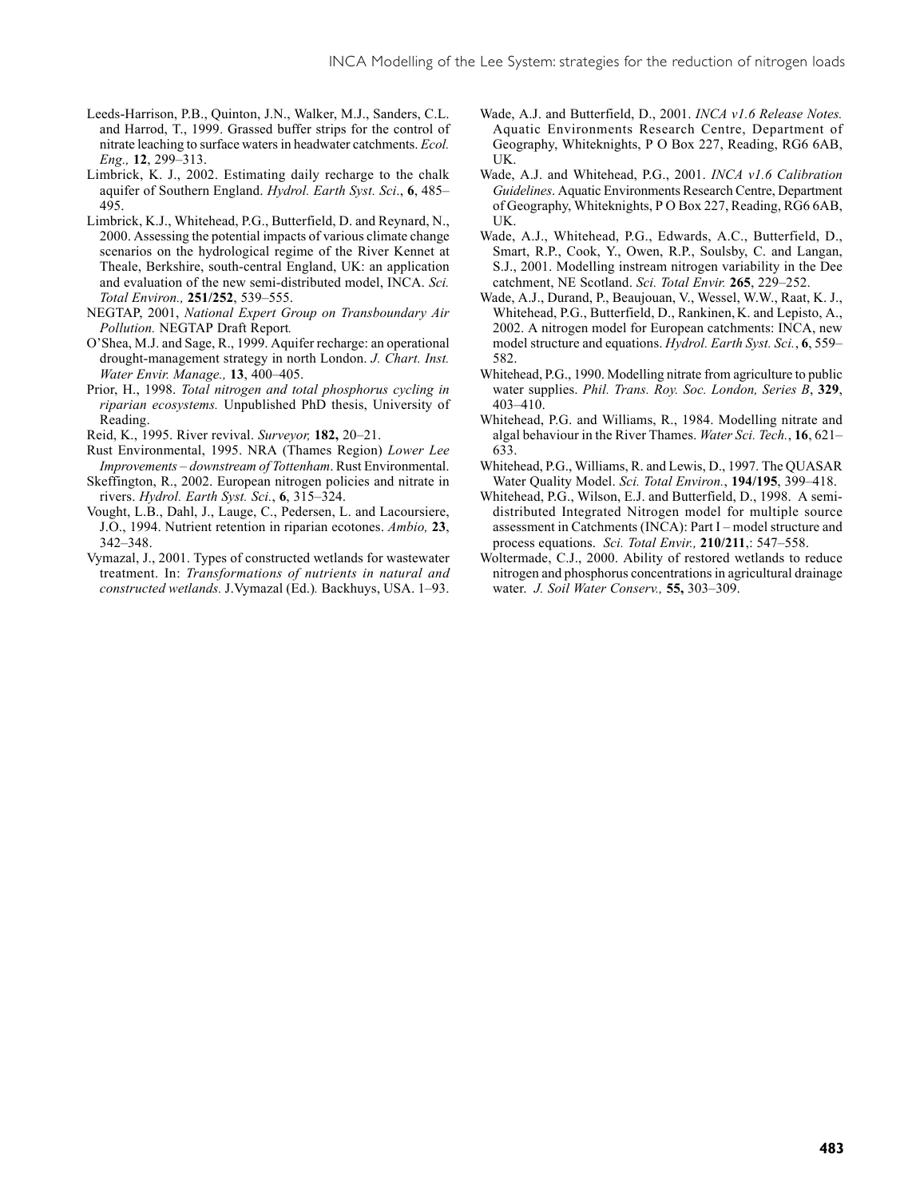Leeds-Harrison, P.B., Quinton, J.N., Walker, M.J., Sanders, C.L. and Harrod, T., 1999. Grassed buffer strips for the control of nitrate leaching to surface waters in headwater catchments. *Ecol. Eng.,* **12**, 299–313.

Limbrick, K. J., 2002. Estimating daily recharge to the chalk aquifer of Southern England. *Hydrol. Earth Syst. Sci*., **6**, 485–495.

Limbrick, K.J., Whitehead, P.G., Butterfield, D. and Reynard, N., 2000. Assessing the potential impacts of various climate change scenarios on the hydrological regime of the River Kennet at Theale, Berkshire, south-central England, UK: an application and evaluation of the new semi-distributed model, INCA. *Sci. Total Environ.,* **251/252**, 539–555.

NEGTAP, 2001, *National Expert Group on Transboundary Air Pollution.* NEGTAP Draft Report*.*

O'Shea, M.J. and Sage, R., 1999. Aquifer recharge: an operational drought-management strategy in north London. *J. Chart. Inst. Water Envir. Manage.,* **13**, 400–405.

Prior, H., 1998. *Total nitrogen and total phosphorus cycling in riparian ecosystems.* Unpublished PhD thesis, University of Reading.

Reid, K., 1995. River revival. *Surveyor,* **182,** 20–21.

Rust Environmental, 1995. NRA (Thames Region) *Lower Lee Improvements – downstream of Tottenham*. Rust Environmental.

Skeffington, R., 2002. European nitrogen policies and nitrate in rivers. *Hydrol. Earth Syst. Sci.*, **6**, 315–324.

Vought, L.B., Dahl, J., Lauge, C., Pedersen, L. and Lacoursiere, J.O., 1994. Nutrient retention in riparian ecotones. *Ambio,* **23**, 342–348.

Vymazal, J., 2001. Types of constructed wetlands for wastewater treatment. In: *Transformations of nutrients in natural and constructed wetlands.* J.Vymazal (Ed.)*.* Backhuys, USA. 1–93.

Wade, A.J. and Butterfield, D., 2001. *INCA v1.6 Release Notes.* Aquatic Environments Research Centre, Department of Geography, Whiteknights, P O Box 227, Reading, RG6 6AB, UK.

Wade, A.J. and Whitehead, P.G., 2001. *INCA v1.6 Calibration Guidelines*. Aquatic Environments Research Centre, Department of Geography, Whiteknights, P O Box 227, Reading, RG6 6AB, UK.

Wade, A.J., Whitehead, P.G., Edwards, A.C., Butterfield, D., Smart, R.P., Cook, Y., Owen, R.P., Soulsby, C. and Langan, S.J., 2001. Modelling instream nitrogen variability in the Dee catchment, NE Scotland. *Sci. Total Envir.* **265**, 229–252.

Wade, A.J., Durand, P., Beaujouan, V., Wessel, W.W., Raat, K. J., Whitehead, P.G., Butterfield, D., Rankinen, K. and Lepisto, A., 2002. A nitrogen model for European catchments: INCA, new model structure and equations. *Hydrol. Earth Syst. Sci.*, **6**, 559–582.

Whitehead, P.G., 1990. Modelling nitrate from agriculture to public water supplies. *Phil. Trans. Roy. Soc. London, Series B*, **329**, 403–410.

Whitehead, P.G. and Williams, R., 1984. Modelling nitrate and algal behaviour in the River Thames. *Water Sci. Tech.*, **16**, 621–633.

Whitehead, P.G., Williams, R. and Lewis, D., 1997. The QUASAR Water Quality Model. *Sci. Total Environ.*, **194/195**, 399–418.

Whitehead, P.G., Wilson, E.J. and Butterfield, D., 1998. A semi-distributed Integrated Nitrogen model for multiple source assessment in Catchments (INCA): Part I – model structure and process equations. *Sci. Total Envir.,* **210/211**,: 547–558.

Woltermade, C.J., 2000. Ability of restored wetlands to reduce nitrogen and phosphorus concentrations in agricultural drainage water. *J. Soil Water Conserv.,* **55,** 303–309.